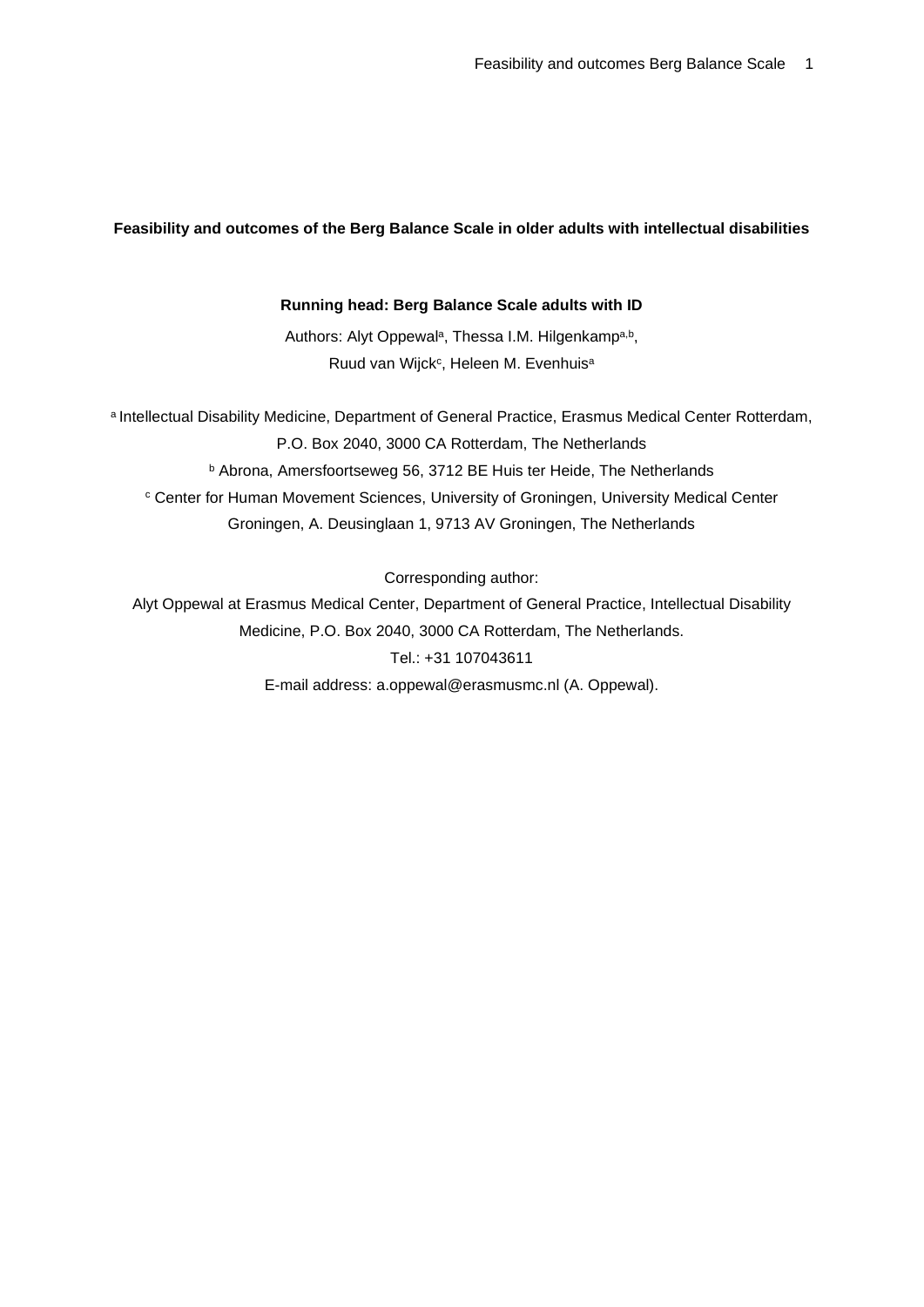# Feasibility and outcomes of the Berg Balance Scale in older adults with intellectual disabilities

**Running head: Berg Balance Scale adults with ID**

Authors: Alyt Oppewal[a], Thessa I.M. Hilgenkamp[a,b], Ruud van Wijck[c], Heleen M. Evenhuis[a]

[a] Intellectual Disability Medicine, Department of General Practice, Erasmus Medical Center Rotterdam, P.O. Box 2040, 3000 CA Rotterdam, The Netherlands

[b] Abrona, Amersfoortseweg 56, 3712 BE Huis ter Heide, The Netherlands

[c] Center for Human Movement Sciences, University of Groningen, University Medical Center Groningen, A. Deusinglaan 1, 9713 AV Groningen, The Netherlands

Corresponding author:

Alyt Oppewal at Erasmus Medical Center, Department of General Practice, Intellectual Disability Medicine, P.O. Box 2040, 3000 CA Rotterdam, The Netherlands.

Tel.: +31 107043611

E-mail address: a.oppewal@erasmusmc.nl (A. Oppewal).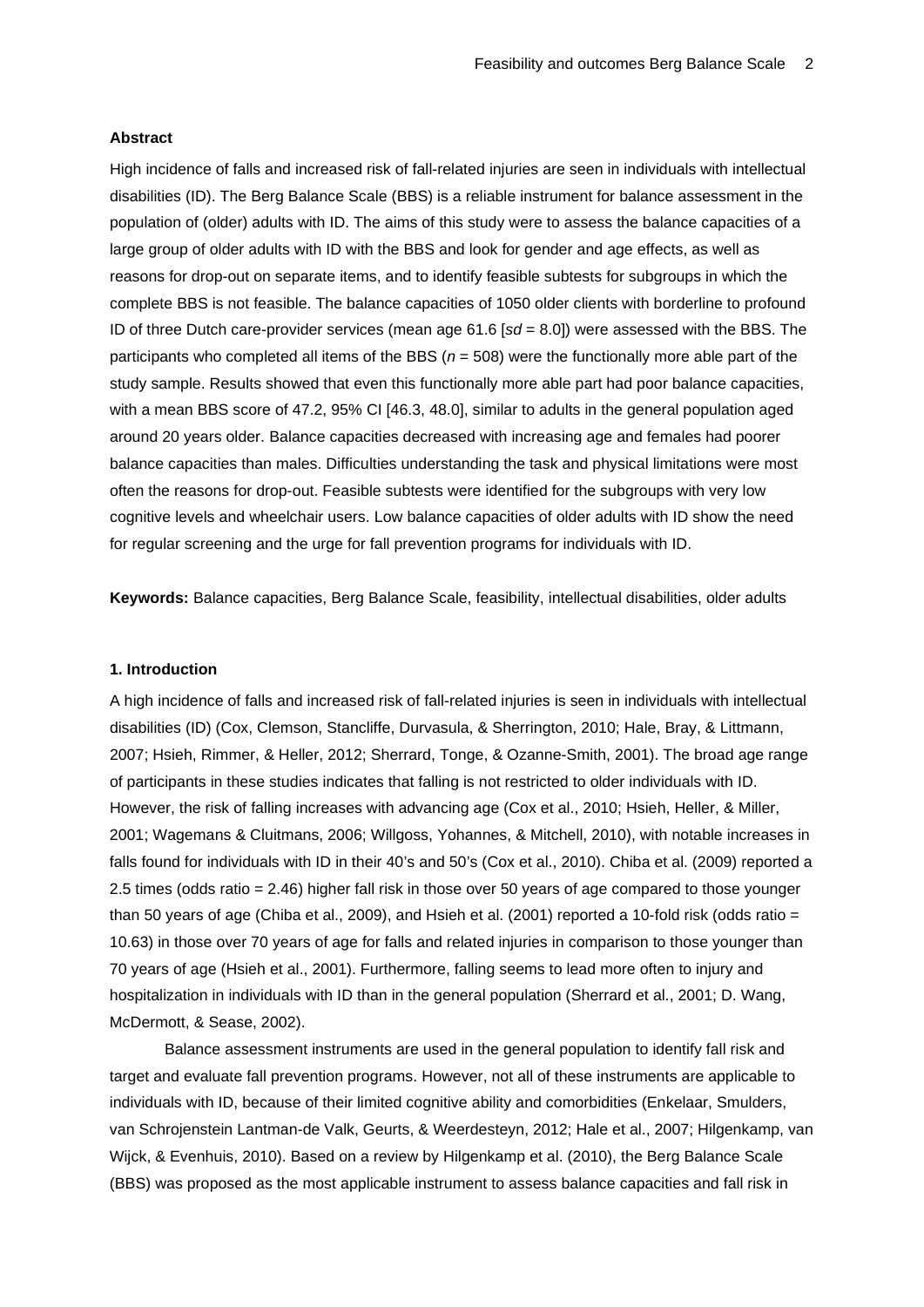**Abstract**

High incidence of falls and increased risk of fall-related injuries are seen in individuals with intellectual disabilities (ID). The Berg Balance Scale (BBS) is a reliable instrument for balance assessment in the population of (older) adults with ID. The aims of this study were to assess the balance capacities of a large group of older adults with ID with the BBS and look for gender and age effects, as well as reasons for drop-out on separate items, and to identify feasible subtests for subgroups in which the complete BBS is not feasible. The balance capacities of 1050 older clients with borderline to profound ID of three Dutch care-provider services (mean age 61.6 [*sd* = 8.0]) were assessed with the BBS. The participants who completed all items of the BBS (*n* = 508) were the functionally more able part of the study sample. Results showed that even this functionally more able part had poor balance capacities, with a mean BBS score of 47.2, 95% CI [46.3, 48.0], similar to adults in the general population aged around 20 years older. Balance capacities decreased with increasing age and females had poorer balance capacities than males. Difficulties understanding the task and physical limitations were most often the reasons for drop-out. Feasible subtests were identified for the subgroups with very low cognitive levels and wheelchair users. Low balance capacities of older adults with ID show the need for regular screening and the urge for fall prevention programs for individuals with ID.

**Keywords:** Balance capacities, Berg Balance Scale, feasibility, intellectual disabilities, older adults

## 1. Introduction

A high incidence of falls and increased risk of fall-related injuries is seen in individuals with intellectual disabilities (ID) (Cox, Clemson, Stancliffe, Durvasula, & Sherrington, 2010; Hale, Bray, & Littmann, 2007; Hsieh, Rimmer, & Heller, 2012; Sherrard, Tonge, & Ozanne-Smith, 2001). The broad age range of participants in these studies indicates that falling is not restricted to older individuals with ID. However, the risk of falling increases with advancing age (Cox et al., 2010; Hsieh, Heller, & Miller, 2001; Wagemans & Cluitmans, 2006; Willgoss, Yohannes, & Mitchell, 2010), with notable increases in falls found for individuals with ID in their 40's and 50's (Cox et al., 2010). Chiba et al. (2009) reported a 2.5 times (odds ratio = 2.46) higher fall risk in those over 50 years of age compared to those younger than 50 years of age (Chiba et al., 2009), and Hsieh et al. (2001) reported a 10-fold risk (odds ratio = 10.63) in those over 70 years of age for falls and related injuries in comparison to those younger than 70 years of age (Hsieh et al., 2001). Furthermore, falling seems to lead more often to injury and hospitalization in individuals with ID than in the general population (Sherrard et al., 2001; D. Wang, McDermott, & Sease, 2002).

Balance assessment instruments are used in the general population to identify fall risk and target and evaluate fall prevention programs. However, not all of these instruments are applicable to individuals with ID, because of their limited cognitive ability and comorbidities (Enkelaar, Smulders, van Schrojenstein Lantman-de Valk, Geurts, & Weerdesteyn, 2012; Hale et al., 2007; Hilgenkamp, van Wijck, & Evenhuis, 2010). Based on a review by Hilgenkamp et al. (2010), the Berg Balance Scale (BBS) was proposed as the most applicable instrument to assess balance capacities and fall risk in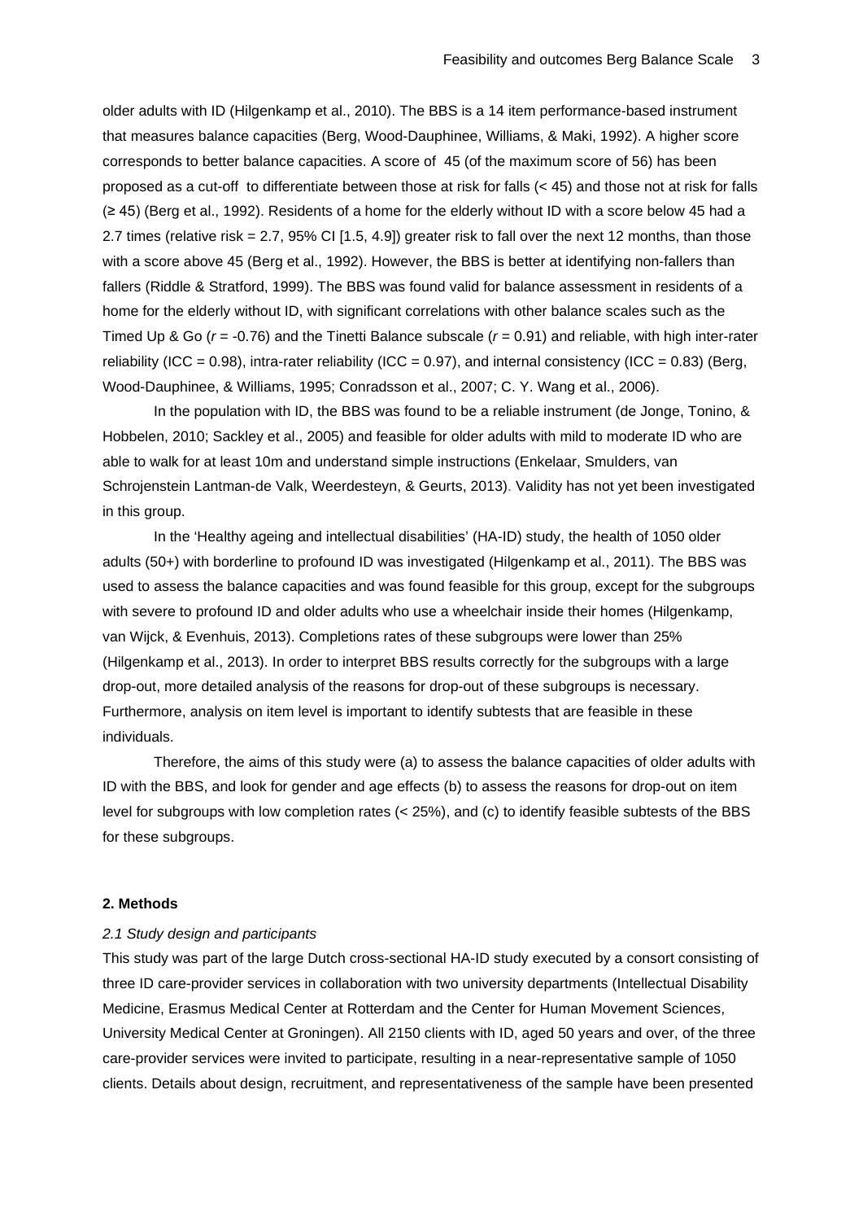older adults with ID (Hilgenkamp et al., 2010). The BBS is a 14 item performance-based instrument that measures balance capacities (Berg, Wood-Dauphinee, Williams, & Maki, 1992). A higher score corresponds to better balance capacities. A score of 45 (of the maximum score of 56) has been proposed as a cut-off to differentiate between those at risk for falls (< 45) and those not at risk for falls (≥ 45) (Berg et al., 1992). Residents of a home for the elderly without ID with a score below 45 had a 2.7 times (relative risk = 2.7, 95% CI [1.5, 4.9]) greater risk to fall over the next 12 months, than those with a score above 45 (Berg et al., 1992). However, the BBS is better at identifying non-fallers than fallers (Riddle & Stratford, 1999). The BBS was found valid for balance assessment in residents of a home for the elderly without ID, with significant correlations with other balance scales such as the Timed Up & Go ($r$ = -0.76) and the Tinetti Balance subscale ($r$ = 0.91) and reliable, with high inter-rater reliability (ICC = 0.98), intra-rater reliability (ICC = 0.97), and internal consistency (ICC = 0.83) (Berg, Wood-Dauphinee, & Williams, 1995; Conradsson et al., 2007; C. Y. Wang et al., 2006).

In the population with ID, the BBS was found to be a reliable instrument (de Jonge, Tonino, & Hobbelen, 2010; Sackley et al., 2005) and feasible for older adults with mild to moderate ID who are able to walk for at least 10m and understand simple instructions (Enkelaar, Smulders, van Schrojenstein Lantman-de Valk, Weerdesteyn, & Geurts, 2013). Validity has not yet been investigated in this group.

In the 'Healthy ageing and intellectual disabilities' (HA-ID) study, the health of 1050 older adults (50+) with borderline to profound ID was investigated (Hilgenkamp et al., 2011). The BBS was used to assess the balance capacities and was found feasible for this group, except for the subgroups with severe to profound ID and older adults who use a wheelchair inside their homes (Hilgenkamp, van Wijck, & Evenhuis, 2013). Completions rates of these subgroups were lower than 25% (Hilgenkamp et al., 2013). In order to interpret BBS results correctly for the subgroups with a large drop-out, more detailed analysis of the reasons for drop-out of these subgroups is necessary. Furthermore, analysis on item level is important to identify subtests that are feasible in these individuals.

Therefore, the aims of this study were (a) to assess the balance capacities of older adults with ID with the BBS, and look for gender and age effects (b) to assess the reasons for drop-out on item level for subgroups with low completion rates (< 25%), and (c) to identify feasible subtests of the BBS for these subgroups.

## 2. Methods

### *2.1 Study design and participants*

This study was part of the large Dutch cross-sectional HA-ID study executed by a consort consisting of three ID care-provider services in collaboration with two university departments (Intellectual Disability Medicine, Erasmus Medical Center at Rotterdam and the Center for Human Movement Sciences, University Medical Center at Groningen). All 2150 clients with ID, aged 50 years and over, of the three care-provider services were invited to participate, resulting in a near-representative sample of 1050 clients. Details about design, recruitment, and representativeness of the sample have been presented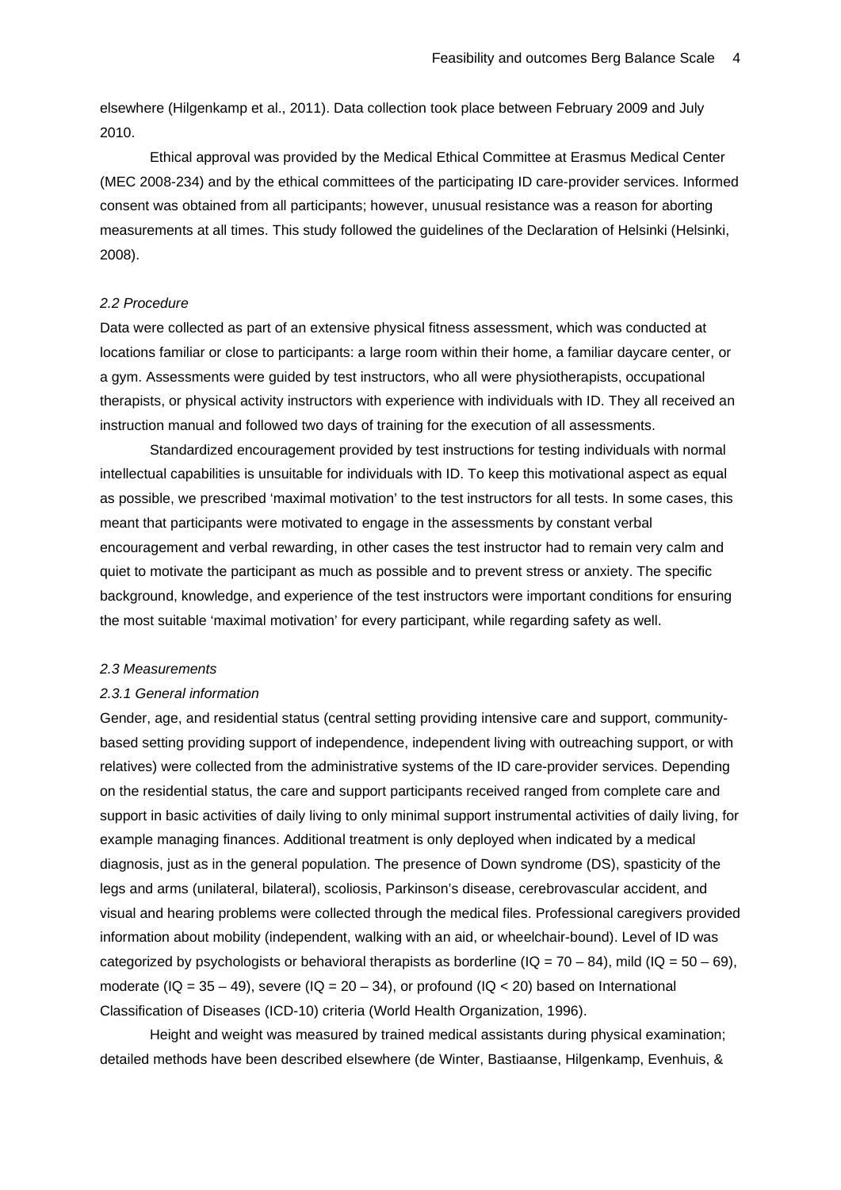elsewhere (Hilgenkamp et al., 2011). Data collection took place between February 2009 and July 2010.

Ethical approval was provided by the Medical Ethical Committee at Erasmus Medical Center (MEC 2008-234) and by the ethical committees of the participating ID care-provider services. Informed consent was obtained from all participants; however, unusual resistance was a reason for aborting measurements at all times. This study followed the guidelines of the Declaration of Helsinki (Helsinki, 2008).

### *2.2 Procedure*

Data were collected as part of an extensive physical fitness assessment, which was conducted at locations familiar or close to participants: a large room within their home, a familiar daycare center, or a gym. Assessments were guided by test instructors, who all were physiotherapists, occupational therapists, or physical activity instructors with experience with individuals with ID. They all received an instruction manual and followed two days of training for the execution of all assessments.

Standardized encouragement provided by test instructions for testing individuals with normal intellectual capabilities is unsuitable for individuals with ID. To keep this motivational aspect as equal as possible, we prescribed 'maximal motivation' to the test instructors for all tests. In some cases, this meant that participants were motivated to engage in the assessments by constant verbal encouragement and verbal rewarding, in other cases the test instructor had to remain very calm and quiet to motivate the participant as much as possible and to prevent stress or anxiety. The specific background, knowledge, and experience of the test instructors were important conditions for ensuring the most suitable 'maximal motivation' for every participant, while regarding safety as well.

### *2.3 Measurements*

#### *2.3.1 General information*

Gender, age, and residential status (central setting providing intensive care and support, community-based setting providing support of independence, independent living with outreaching support, or with relatives) were collected from the administrative systems of the ID care-provider services. Depending on the residential status, the care and support participants received ranged from complete care and support in basic activities of daily living to only minimal support instrumental activities of daily living, for example managing finances. Additional treatment is only deployed when indicated by a medical diagnosis, just as in the general population. The presence of Down syndrome (DS), spasticity of the legs and arms (unilateral, bilateral), scoliosis, Parkinson's disease, cerebrovascular accident, and visual and hearing problems were collected through the medical files. Professional caregivers provided information about mobility (independent, walking with an aid, or wheelchair-bound). Level of ID was categorized by psychologists or behavioral therapists as borderline (IQ = 70 – 84), mild (IQ = 50 – 69), moderate (IQ = 35 – 49), severe (IQ = 20 – 34), or profound (IQ < 20) based on International Classification of Diseases (ICD-10) criteria (World Health Organization, 1996).

Height and weight was measured by trained medical assistants during physical examination; detailed methods have been described elsewhere (de Winter, Bastiaanse, Hilgenkamp, Evenhuis, &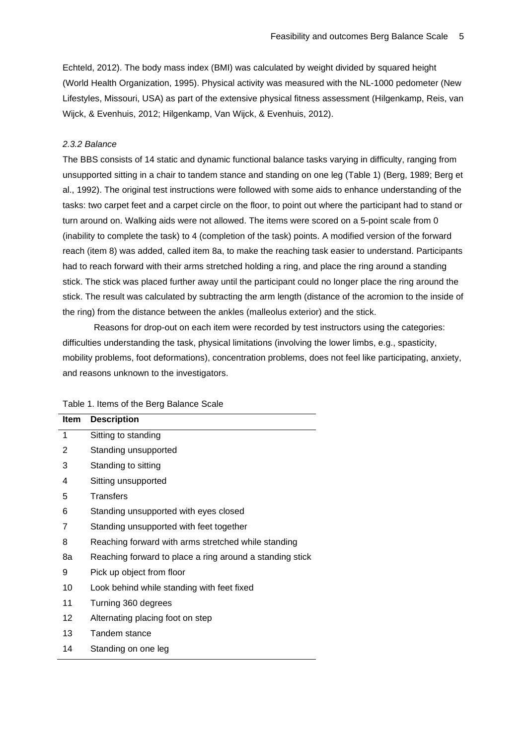Echteld, 2012). The body mass index (BMI) was calculated by weight divided by squared height (World Health Organization, 1995). Physical activity was measured with the NL-1000 pedometer (New Lifestyles, Missouri, USA) as part of the extensive physical fitness assessment (Hilgenkamp, Reis, van Wijck, & Evenhuis, 2012; Hilgenkamp, Van Wijck, & Evenhuis, 2012).

### *2.3.2 Balance*

The BBS consists of 14 static and dynamic functional balance tasks varying in difficulty, ranging from unsupported sitting in a chair to tandem stance and standing on one leg (Table 1) (Berg, 1989; Berg et al., 1992). The original test instructions were followed with some aids to enhance understanding of the tasks: two carpet feet and a carpet circle on the floor, to point out where the participant had to stand or turn around on. Walking aids were not allowed. The items were scored on a 5-point scale from 0 (inability to complete the task) to 4 (completion of the task) points. A modified version of the forward reach (item 8) was added, called item 8a, to make the reaching task easier to understand. Participants had to reach forward with their arms stretched holding a ring, and place the ring around a standing stick. The stick was placed further away until the participant could no longer place the ring around the stick. The result was calculated by subtracting the arm length (distance of the acromion to the inside of the ring) from the distance between the ankles (malleolus exterior) and the stick.

Reasons for drop-out on each item were recorded by test instructors using the categories: difficulties understanding the task, physical limitations (involving the lower limbs, e.g., spasticity, mobility problems, foot deformations), concentration problems, does not feel like participating, anxiety, and reasons unknown to the investigators.

Table 1. Items of the Berg Balance Scale

| Item | Description |
|---|---|
| 1 | Sitting to standing |
| 2 | Standing unsupported |
| 3 | Standing to sitting |
| 4 | Sitting unsupported |
| 5 | Transfers |
| 6 | Standing unsupported with eyes closed |
| 7 | Standing unsupported with feet together |
| 8 | Reaching forward with arms stretched while standing |
| 8a | Reaching forward to place a ring around a standing stick |
| 9 | Pick up object from floor |
| 10 | Look behind while standing with feet fixed |
| 11 | Turning 360 degrees |
| 12 | Alternating placing foot on step |
| 13 | Tandem stance |
| 14 | Standing on one leg |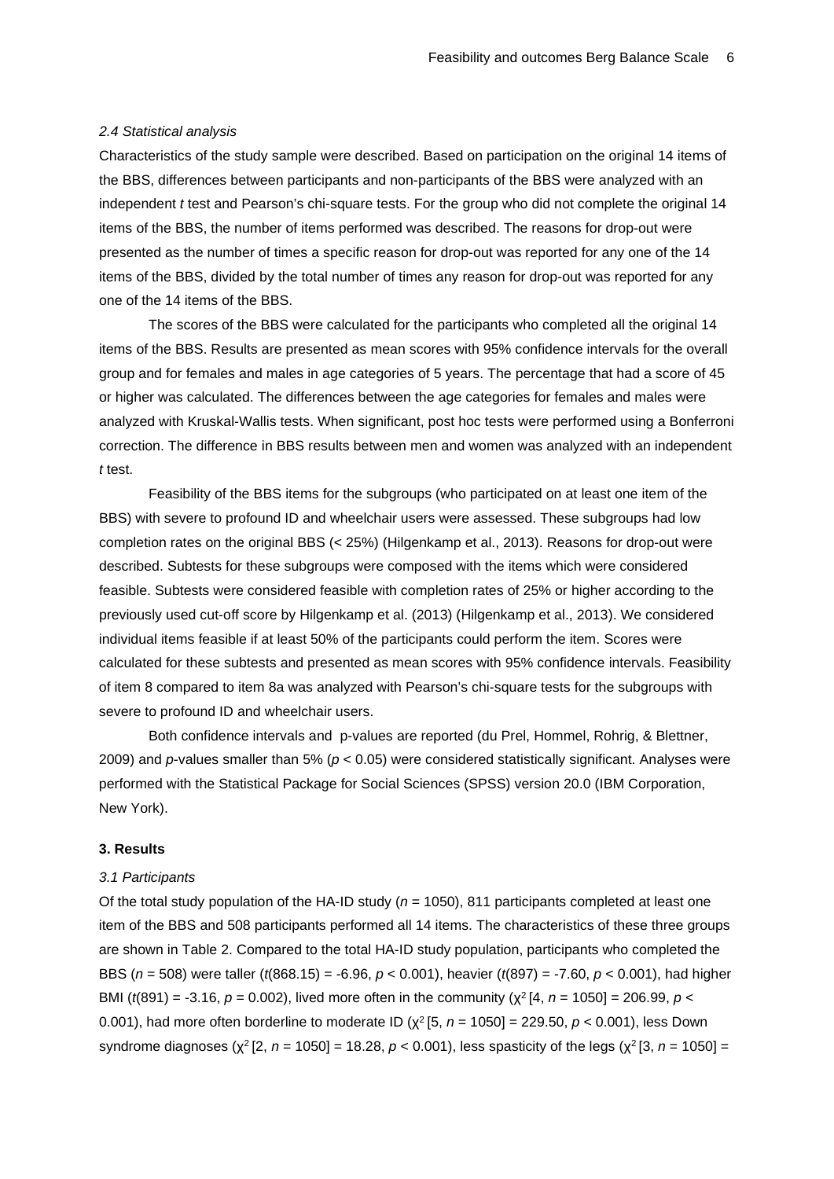*2.4 Statistical analysis*

Characteristics of the study sample were described. Based on participation on the original 14 items of the BBS, differences between participants and non-participants of the BBS were analyzed with an independent *t* test and Pearson's chi-square tests. For the group who did not complete the original 14 items of the BBS, the number of items performed was described. The reasons for drop-out were presented as the number of times a specific reason for drop-out was reported for any one of the 14 items of the BBS, divided by the total number of times any reason for drop-out was reported for any one of the 14 items of the BBS.

The scores of the BBS were calculated for the participants who completed all the original 14 items of the BBS. Results are presented as mean scores with 95% confidence intervals for the overall group and for females and males in age categories of 5 years. The percentage that had a score of 45 or higher was calculated. The differences between the age categories for females and males were analyzed with Kruskal-Wallis tests. When significant, post hoc tests were performed using a Bonferroni correction. The difference in BBS results between men and women was analyzed with an independent *t* test.

Feasibility of the BBS items for the subgroups (who participated on at least one item of the BBS) with severe to profound ID and wheelchair users were assessed. These subgroups had low completion rates on the original BBS (< 25%) (Hilgenkamp et al., 2013). Reasons for drop-out were described. Subtests for these subgroups were composed with the items which were considered feasible. Subtests were considered feasible with completion rates of 25% or higher according to the previously used cut-off score by Hilgenkamp et al. (2013) (Hilgenkamp et al., 2013). We considered individual items feasible if at least 50% of the participants could perform the item. Scores were calculated for these subtests and presented as mean scores with 95% confidence intervals. Feasibility of item 8 compared to item 8a was analyzed with Pearson's chi-square tests for the subgroups with severe to profound ID and wheelchair users.

Both confidence intervals and p-values are reported (du Prel, Hommel, Rohrig, & Blettner, 2009) and *p*-values smaller than 5% ($p < 0.05$) were considered statistically significant. Analyses were performed with the Statistical Package for Social Sciences (SPSS) version 20.0 (IBM Corporation, New York).

## 3. Results

*3.1 Participants*

Of the total study population of the HA-ID study ($n = 1050$), 811 participants completed at least one item of the BBS and 508 participants performed all 14 items. The characteristics of these three groups are shown in Table 2. Compared to the total HA-ID study population, participants who completed the BBS ($n = 508$) were taller ($t(868.15) = -6.96$, $p < 0.001$), heavier ($t(897) = -7.60$, $p < 0.001$), had higher BMI ($t(891) = -3.16$, $p = 0.002$), lived more often in the community ($\chi^2$ [4, $n = 1050$] = 206.99, $p <$ 0.001), had more often borderline to moderate ID ($\chi^2$ [5, $n = 1050$] = 229.50, $p < 0.001$), less Down syndrome diagnoses ($\chi^2$ [2, $n = 1050$] = 18.28, $p < 0.001$), less spasticity of the legs ($\chi^2$ [3, $n = 1050$] =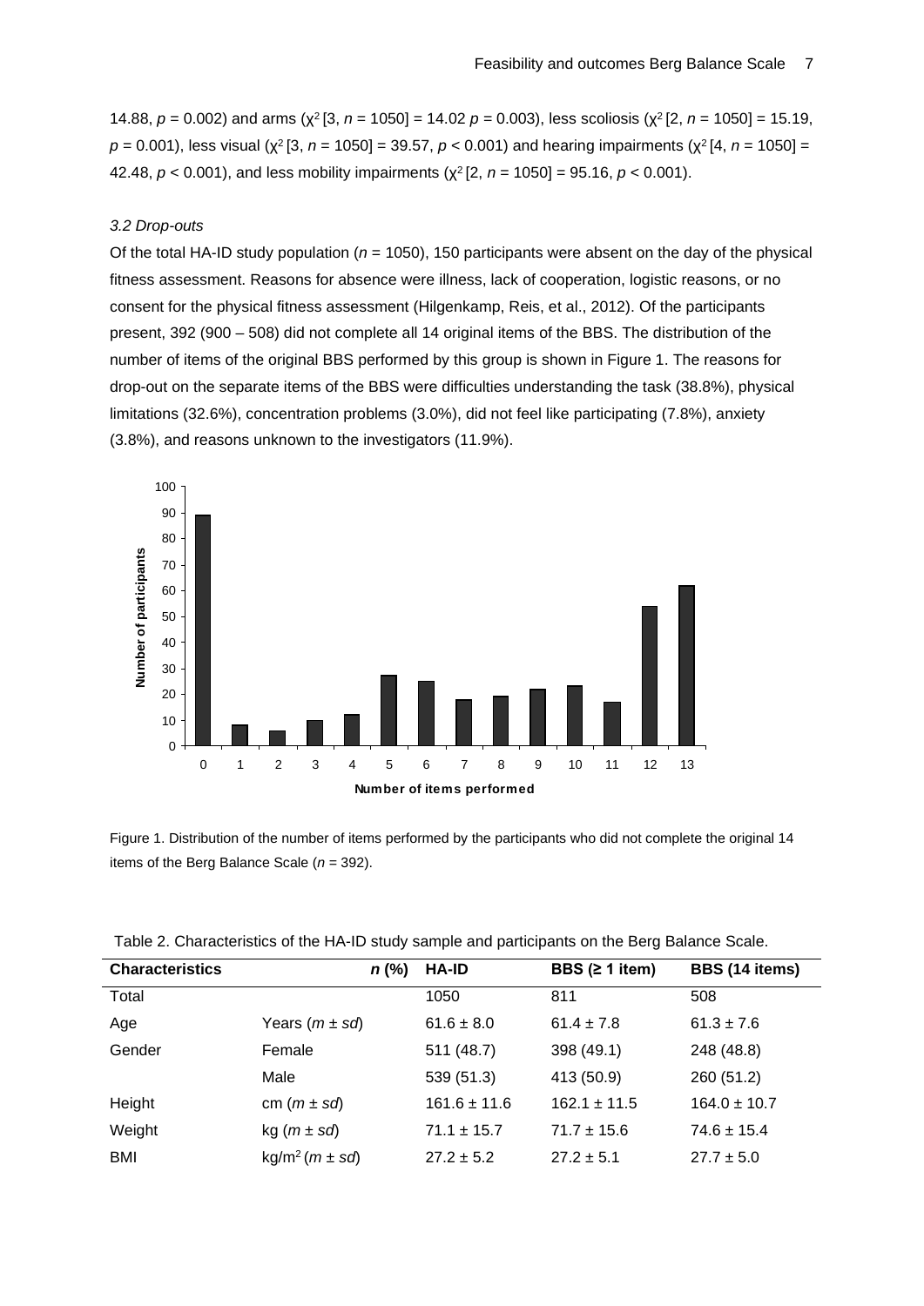14.88, $p = 0.002$) and arms ($\chi^2$ [3, $n = 1050$] = 14.02 $p = 0.003$), less scoliosis ($\chi^2$ [2, $n = 1050$] = 15.19, $p = 0.001$), less visual ($\chi^2$ [3, $n = 1050$] = 39.57, $p < 0.001$) and hearing impairments ($\chi^2$ [4, $n = 1050$] = 42.48, $p < 0.001$), and less mobility impairments ($\chi^2$ [2, $n = 1050$] = 95.16, $p < 0.001$).

### *3.2 Drop-outs*

Of the total HA-ID study population ($n = 1050$), 150 participants were absent on the day of the physical fitness assessment. Reasons for absence were illness, lack of cooperation, logistic reasons, or no consent for the physical fitness assessment (Hilgenkamp, Reis, et al., 2012). Of the participants present, 392 (900 – 508) did not complete all 14 original items of the BBS. The distribution of the number of items of the original BBS performed by this group is shown in Figure 1. The reasons for drop-out on the separate items of the BBS were difficulties understanding the task (38.8%), physical limitations (32.6%), concentration problems (3.0%), did not feel like participating (7.8%), anxiety (3.8%), and reasons unknown to the investigators (11.9%).

Figure 1. Distribution of the number of items performed by the participants who did not complete the original 14 items of the Berg Balance Scale ($n = 392$).

Table 2. Characteristics of the HA-ID study sample and participants on the Berg Balance Scale.

| Characteristics | *n* (%) | HA-ID | BBS (≥ 1 item) | BBS (14 items) |
|---|---|---|---|---|
| Total | | 1050 | 811 | 508 |
| Age | Years (*m* ± *sd*) | 61.6 ± 8.0 | 61.4 ± 7.8 | 61.3 ± 7.6 |
| Gender | Female | 511 (48.7) | 398 (49.1) | 248 (48.8) |
| | Male | 539 (51.3) | 413 (50.9) | 260 (51.2) |
| Height | cm (*m* ± *sd*) | 161.6 ± 11.6 | 162.1 ± 11.5 | 164.0 ± 10.7 |
| Weight | kg (*m* ± *sd*) | 71.1 ± 15.7 | 71.7 ± 15.6 | 74.6 ± 15.4 |
| BMI | kg/m$^2$ (*m* ± *sd*) | 27.2 ± 5.2 | 27.2 ± 5.1 | 27.7 ± 5.0 |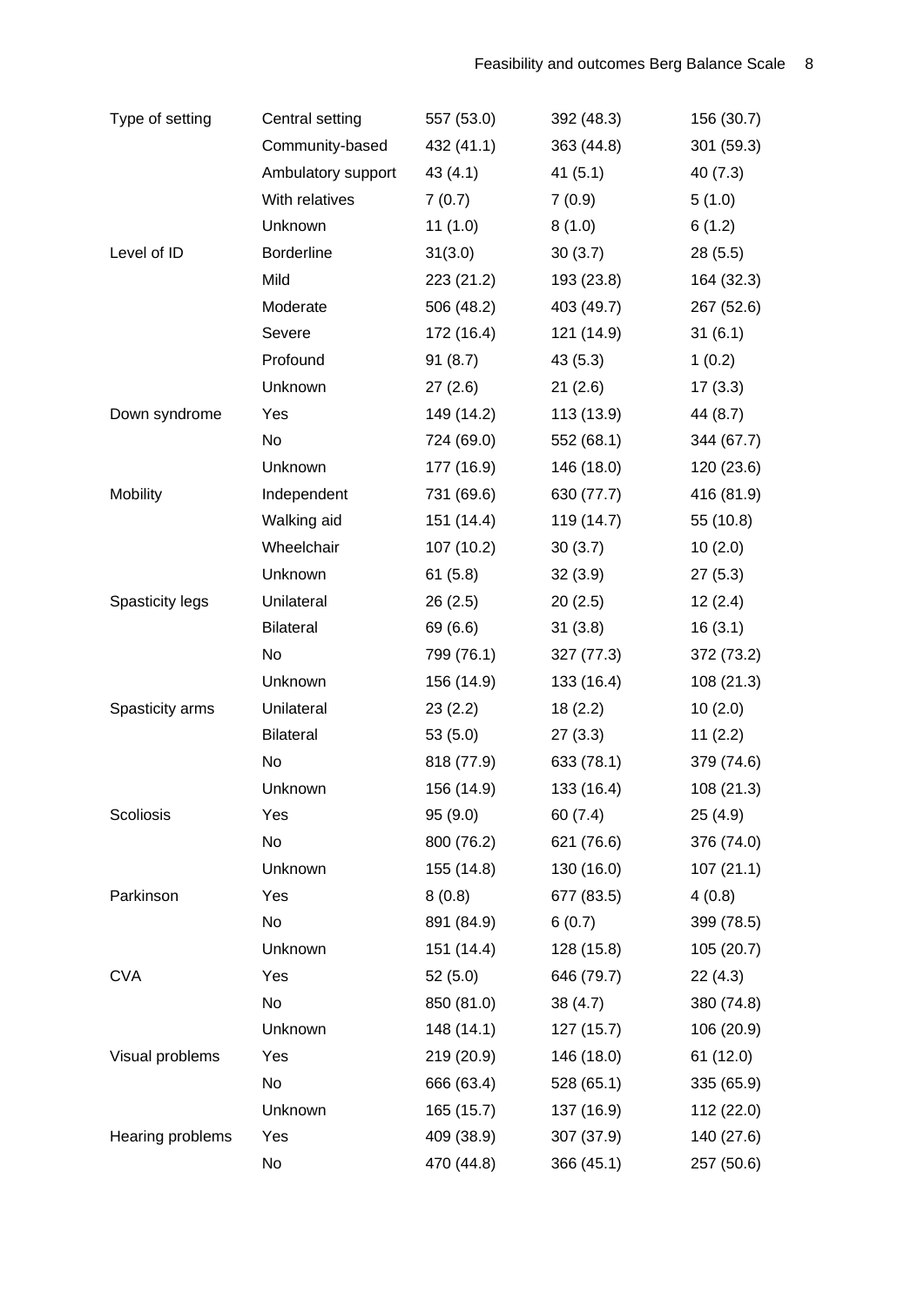| | | | | |
|---|---|---|---|---|
| Type of setting | Central setting | 557 (53.0) | 392 (48.3) | 156 (30.7) |
| | Community-based | 432 (41.1) | 363 (44.8) | 301 (59.3) |
| | Ambulatory support | 43 (4.1) | 41 (5.1) | 40 (7.3) |
| | With relatives | 7 (0.7) | 7 (0.9) | 5 (1.0) |
| | Unknown | 11 (1.0) | 8 (1.0) | 6 (1.2) |
| Level of ID | Borderline | 31(3.0) | 30 (3.7) | 28 (5.5) |
| | Mild | 223 (21.2) | 193 (23.8) | 164 (32.3) |
| | Moderate | 506 (48.2) | 403 (49.7) | 267 (52.6) |
| | Severe | 172 (16.4) | 121 (14.9) | 31 (6.1) |
| | Profound | 91 (8.7) | 43 (5.3) | 1 (0.2) |
| | Unknown | 27 (2.6) | 21 (2.6) | 17 (3.3) |
| Down syndrome | Yes | 149 (14.2) | 113 (13.9) | 44 (8.7) |
| | No | 724 (69.0) | 552 (68.1) | 344 (67.7) |
| | Unknown | 177 (16.9) | 146 (18.0) | 120 (23.6) |
| Mobility | Independent | 731 (69.6) | 630 (77.7) | 416 (81.9) |
| | Walking aid | 151 (14.4) | 119 (14.7) | 55 (10.8) |
| | Wheelchair | 107 (10.2) | 30 (3.7) | 10 (2.0) |
| | Unknown | 61 (5.8) | 32 (3.9) | 27 (5.3) |
| Spasticity legs | Unilateral | 26 (2.5) | 20 (2.5) | 12 (2.4) |
| | Bilateral | 69 (6.6) | 31 (3.8) | 16 (3.1) |
| | No | 799 (76.1) | 327 (77.3) | 372 (73.2) |
| | Unknown | 156 (14.9) | 133 (16.4) | 108 (21.3) |
| Spasticity arms | Unilateral | 23 (2.2) | 18 (2.2) | 10 (2.0) |
| | Bilateral | 53 (5.0) | 27 (3.3) | 11 (2.2) |
| | No | 818 (77.9) | 633 (78.1) | 379 (74.6) |
| | Unknown | 156 (14.9) | 133 (16.4) | 108 (21.3) |
| Scoliosis | Yes | 95 (9.0) | 60 (7.4) | 25 (4.9) |
| | No | 800 (76.2) | 621 (76.6) | 376 (74.0) |
| | Unknown | 155 (14.8) | 130 (16.0) | 107 (21.1) |
| Parkinson | Yes | 8 (0.8) | 677 (83.5) | 4 (0.8) |
| | No | 891 (84.9) | 6 (0.7) | 399 (78.5) |
| | Unknown | 151 (14.4) | 128 (15.8) | 105 (20.7) |
| CVA | Yes | 52 (5.0) | 646 (79.7) | 22 (4.3) |
| | No | 850 (81.0) | 38 (4.7) | 380 (74.8) |
| | Unknown | 148 (14.1) | 127 (15.7) | 106 (20.9) |
| Visual problems | Yes | 219 (20.9) | 146 (18.0) | 61 (12.0) |
| | No | 666 (63.4) | 528 (65.1) | 335 (65.9) |
| | Unknown | 165 (15.7) | 137 (16.9) | 112 (22.0) |
| Hearing problems | Yes | 409 (38.9) | 307 (37.9) | 140 (27.6) |
| | No | 470 (44.8) | 366 (45.1) | 257 (50.6) |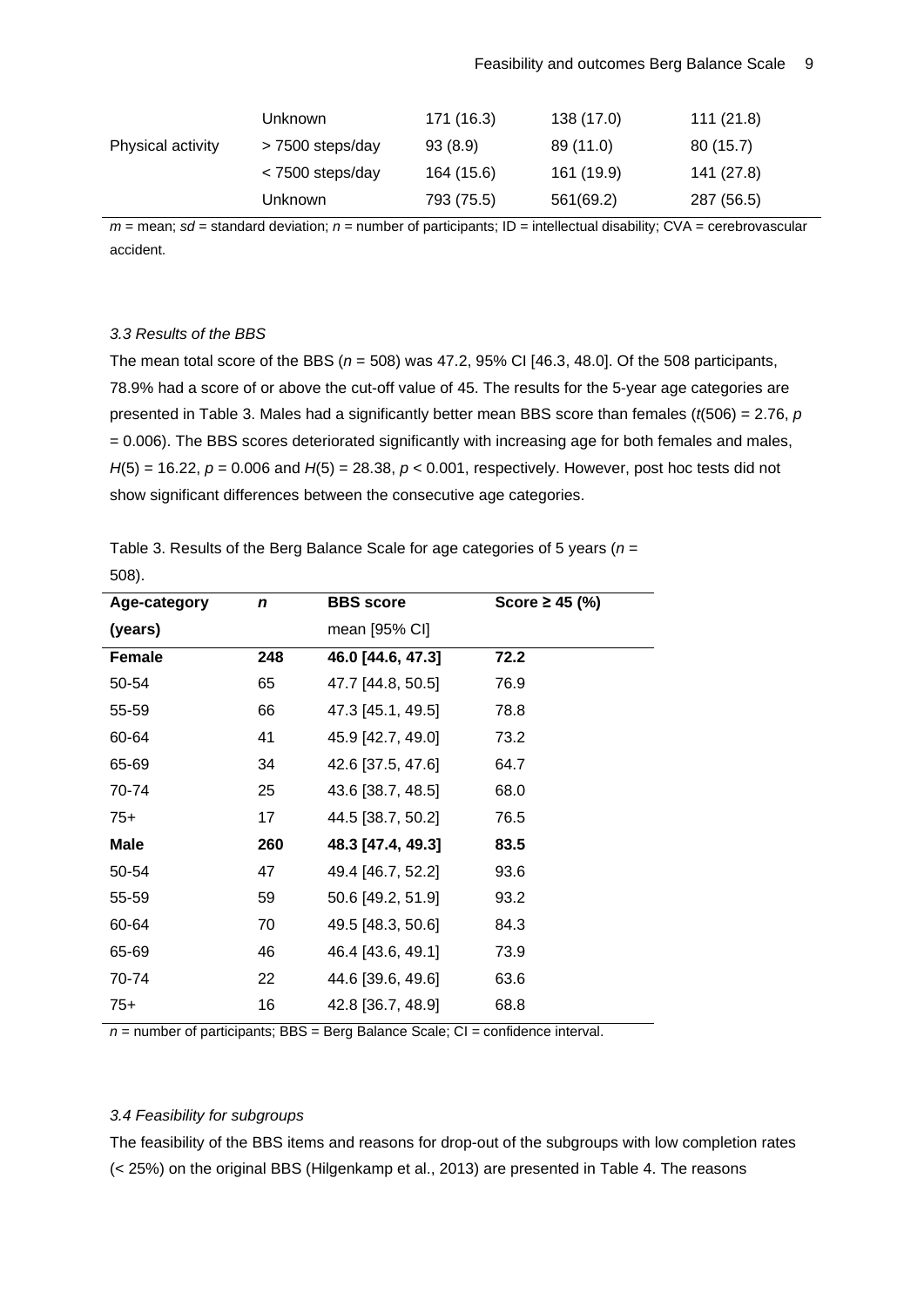| | Unknown | 171 (16.3) | 138 (17.0) | 111 (21.8) |
|---|---|---|---|---|
| Physical activity | > 7500 steps/day | 93 (8.9) | 89 (11.0) | 80 (15.7) |
| | < 7500 steps/day | 164 (15.6) | 161 (19.9) | 141 (27.8) |
| | Unknown | 793 (75.5) | 561(69.2) | 287 (56.5) |

*m* = mean; *sd* = standard deviation; *n* = number of participants; ID = intellectual disability; CVA = cerebrovascular accident.

*3.3 Results of the BBS*

The mean total score of the BBS ($n$ = 508) was 47.2, 95% CI [46.3, 48.0]. Of the 508 participants, 78.9% had a score of or above the cut-off value of 45. The results for the 5-year age categories are presented in Table 3. Males had a significantly better mean BBS score than females ($t(506) = 2.76$, $p = 0.006$). The BBS scores deteriorated significantly with increasing age for both females and males, $H(5) = 16.22$, $p = 0.006$ and $H(5) = 28.38$, $p < 0.001$, respectively. However, post hoc tests did not show significant differences between the consecutive age categories.

Table 3. Results of the Berg Balance Scale for age categories of 5 years ($n$ = 508).

| Age-category (years) | *n* | BBS score mean [95% CI] | Score ≥ 45 (%) |
|---|---|---|---|
| **Female** | **248** | **46.0 [44.6, 47.3]** | **72.2** |
| 50-54 | 65 | 47.7 [44.8, 50.5] | 76.9 |
| 55-59 | 66 | 47.3 [45.1, 49.5] | 78.8 |
| 60-64 | 41 | 45.9 [42.7, 49.0] | 73.2 |
| 65-69 | 34 | 42.6 [37.5, 47.6] | 64.7 |
| 70-74 | 25 | 43.6 [38.7, 48.5] | 68.0 |
| 75+ | 17 | 44.5 [38.7, 50.2] | 76.5 |
| **Male** | **260** | **48.3 [47.4, 49.3]** | **83.5** |
| 50-54 | 47 | 49.4 [46.7, 52.2] | 93.6 |
| 55-59 | 59 | 50.6 [49.2, 51.9] | 93.2 |
| 60-64 | 70 | 49.5 [48.3, 50.6] | 84.3 |
| 65-69 | 46 | 46.4 [43.6, 49.1] | 73.9 |
| 70-74 | 22 | 44.6 [39.6, 49.6] | 63.6 |
| 75+ | 16 | 42.8 [36.7, 48.9] | 68.8 |

*n* = number of participants; BBS = Berg Balance Scale; CI = confidence interval.

*3.4 Feasibility for subgroups*

The feasibility of the BBS items and reasons for drop-out of the subgroups with low completion rates (< 25%) on the original BBS (Hilgenkamp et al., 2013) are presented in Table 4. The reasons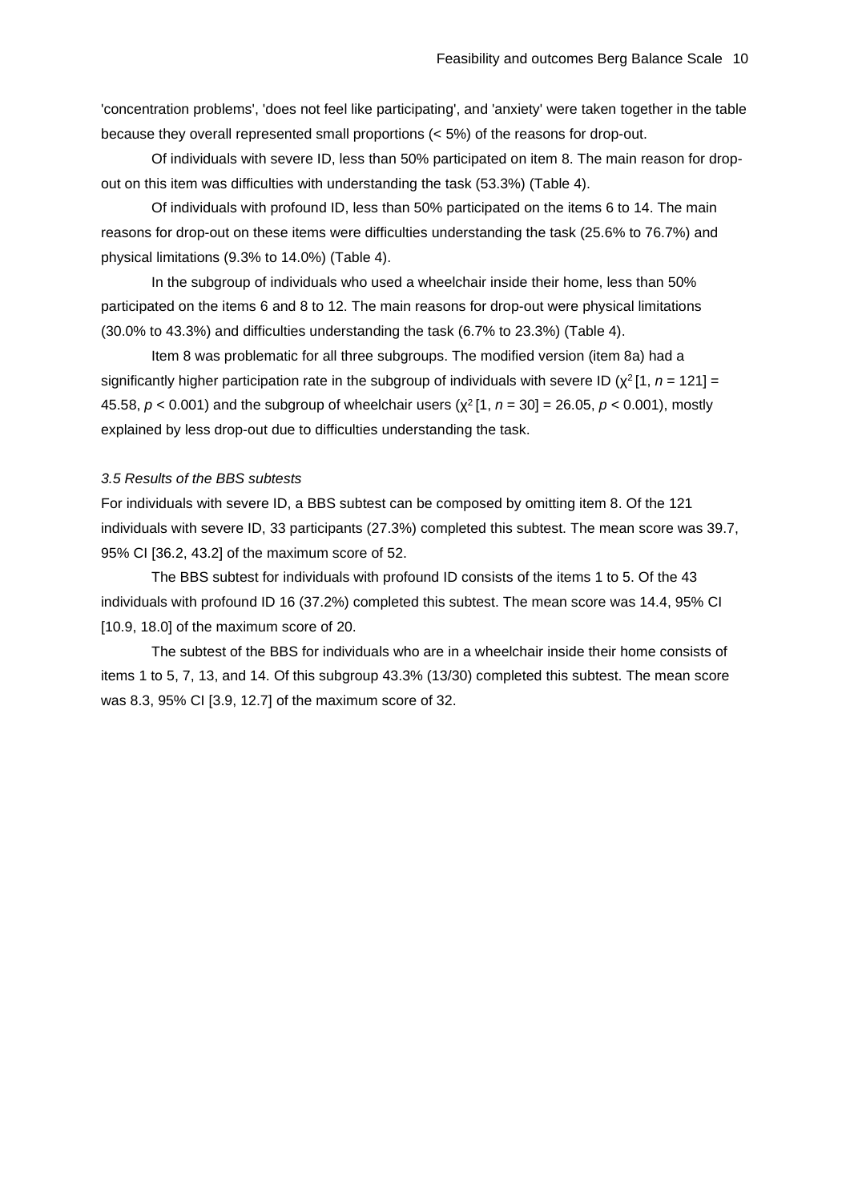'concentration problems', 'does not feel like participating', and 'anxiety' were taken together in the table because they overall represented small proportions (< 5%) of the reasons for drop-out.

Of individuals with severe ID, less than 50% participated on item 8. The main reason for drop-out on this item was difficulties with understanding the task (53.3%) (Table 4).

Of individuals with profound ID, less than 50% participated on the items 6 to 14. The main reasons for drop-out on these items were difficulties understanding the task (25.6% to 76.7%) and physical limitations (9.3% to 14.0%) (Table 4).

In the subgroup of individuals who used a wheelchair inside their home, less than 50% participated on the items 6 and 8 to 12. The main reasons for drop-out were physical limitations (30.0% to 43.3%) and difficulties understanding the task (6.7% to 23.3%) (Table 4).

Item 8 was problematic for all three subgroups. The modified version (item 8a) had a significantly higher participation rate in the subgroup of individuals with severe ID ($\chi^2$ [1, $n$ = 121] = 45.58, $p < 0.001$) and the subgroup of wheelchair users ($\chi^2$ [1, $n$ = 30] = 26.05, $p < 0.001$), mostly explained by less drop-out due to difficulties understanding the task.

### *3.5 Results of the BBS subtests*

For individuals with severe ID, a BBS subtest can be composed by omitting item 8. Of the 121 individuals with severe ID, 33 participants (27.3%) completed this subtest. The mean score was 39.7, 95% CI [36.2, 43.2] of the maximum score of 52.

The BBS subtest for individuals with profound ID consists of the items 1 to 5. Of the 43 individuals with profound ID 16 (37.2%) completed this subtest. The mean score was 14.4, 95% CI [10.9, 18.0] of the maximum score of 20.

The subtest of the BBS for individuals who are in a wheelchair inside their home consists of items 1 to 5, 7, 13, and 14. Of this subgroup 43.3% (13/30) completed this subtest. The mean score was 8.3, 95% CI [3.9, 12.7] of the maximum score of 32.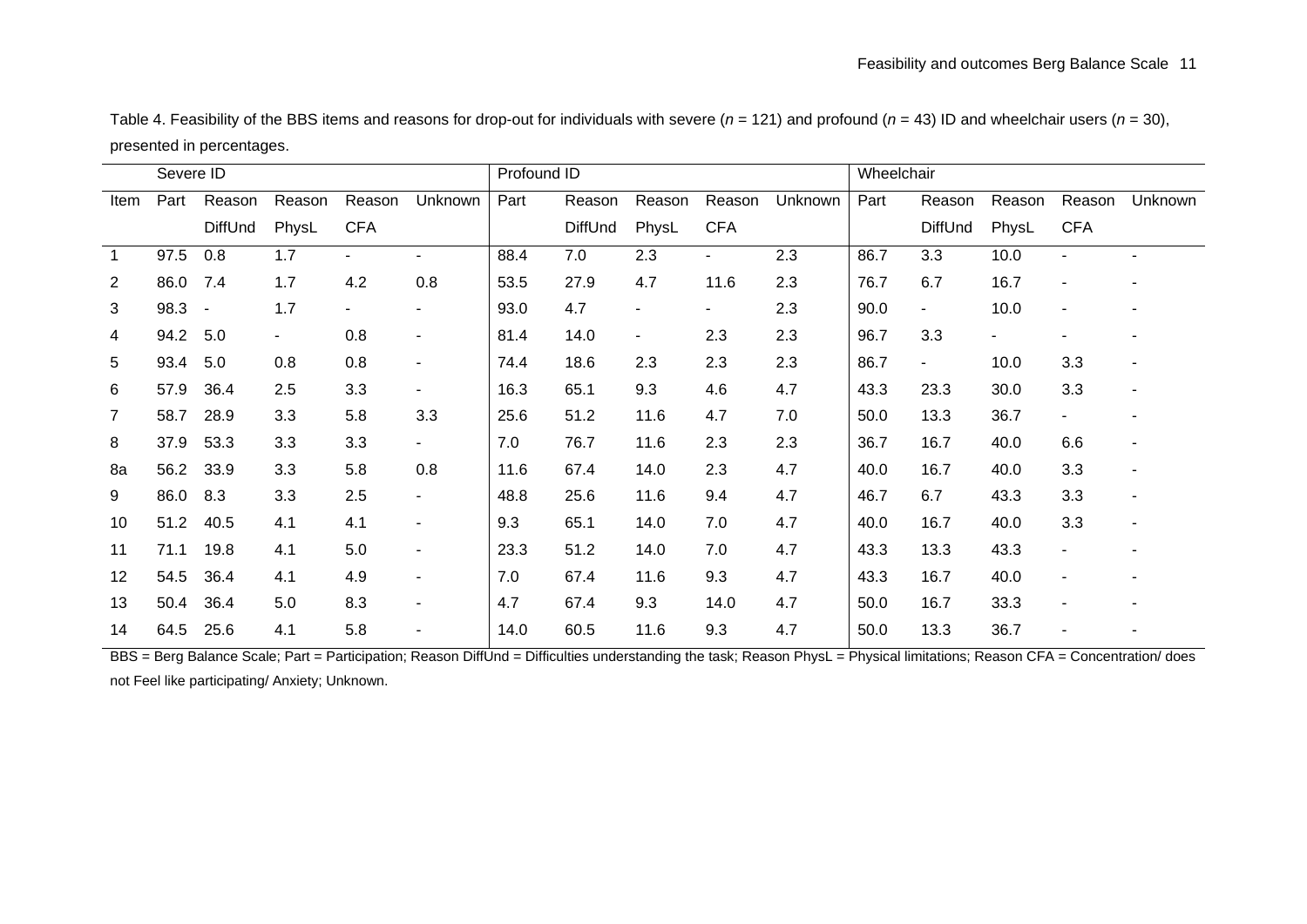Table 4. Feasibility of the BBS items and reasons for drop-out for individuals with severe ($n$ = 121) and profound ($n$ = 43) ID and wheelchair users ($n$ = 30), presented in percentages.

| | Severe ID | | | | | Profound ID | | | | | Wheelchair | | | | |
|---|---|---|---|---|---|---|---|---|---|---|---|---|---|---|---|
| Item | Part | Reason DiffUnd | Reason PhysL | Reason CFA | Unknown | Part | Reason DiffUnd | Reason PhysL | Reason CFA | Unknown | Part | Reason DiffUnd | Reason PhysL | Reason CFA | Unknown |
| 1 | 97.5 | 0.8 | 1.7 | - | - | 88.4 | 7.0 | 2.3 | - | 2.3 | 86.7 | 3.3 | 10.0 | - | - |
| 2 | 86.0 | 7.4 | 1.7 | 4.2 | 0.8 | 53.5 | 27.9 | 4.7 | 11.6 | 2.3 | 76.7 | 6.7 | 16.7 | - | - |
| 3 | 98.3 | - | 1.7 | - | - | 93.0 | 4.7 | - | - | 2.3 | 90.0 | - | 10.0 | - | - |
| 4 | 94.2 | 5.0 | - | 0.8 | - | 81.4 | 14.0 | - | 2.3 | 2.3 | 96.7 | 3.3 | - | - | - |
| 5 | 93.4 | 5.0 | 0.8 | 0.8 | - | 74.4 | 18.6 | 2.3 | 2.3 | 2.3 | 86.7 | - | 10.0 | 3.3 | - |
| 6 | 57.9 | 36.4 | 2.5 | 3.3 | - | 16.3 | 65.1 | 9.3 | 4.6 | 4.7 | 43.3 | 23.3 | 30.0 | 3.3 | - |
| 7 | 58.7 | 28.9 | 3.3 | 5.8 | 3.3 | 25.6 | 51.2 | 11.6 | 4.7 | 7.0 | 50.0 | 13.3 | 36.7 | - | - |
| 8 | 37.9 | 53.3 | 3.3 | 3.3 | - | 7.0 | 76.7 | 11.6 | 2.3 | 2.3 | 36.7 | 16.7 | 40.0 | 6.6 | - |
| 8a | 56.2 | 33.9 | 3.3 | 5.8 | 0.8 | 11.6 | 67.4 | 14.0 | 2.3 | 4.7 | 40.0 | 16.7 | 40.0 | 3.3 | - |
| 9 | 86.0 | 8.3 | 3.3 | 2.5 | - | 48.8 | 25.6 | 11.6 | 9.4 | 4.7 | 46.7 | 6.7 | 43.3 | 3.3 | - |
| 10 | 51.2 | 40.5 | 4.1 | 4.1 | - | 9.3 | 65.1 | 14.0 | 7.0 | 4.7 | 40.0 | 16.7 | 40.0 | 3.3 | - |
| 11 | 71.1 | 19.8 | 4.1 | 5.0 | - | 23.3 | 51.2 | 14.0 | 7.0 | 4.7 | 43.3 | 13.3 | 43.3 | - | - |
| 12 | 54.5 | 36.4 | 4.1 | 4.9 | - | 7.0 | 67.4 | 11.6 | 9.3 | 4.7 | 43.3 | 16.7 | 40.0 | - | - |
| 13 | 50.4 | 36.4 | 5.0 | 8.3 | - | 4.7 | 67.4 | 9.3 | 14.0 | 4.7 | 50.0 | 16.7 | 33.3 | - | - |
| 14 | 64.5 | 25.6 | 4.1 | 5.8 | - | 14.0 | 60.5 | 11.6 | 9.3 | 4.7 | 50.0 | 13.3 | 36.7 | - | - |

BBS = Berg Balance Scale; Part = Participation; Reason DiffUnd = Difficulties understanding the task; Reason PhysL = Physical limitations; Reason CFA = Concentration/ does not Feel like participating/ Anxiety; Unknown.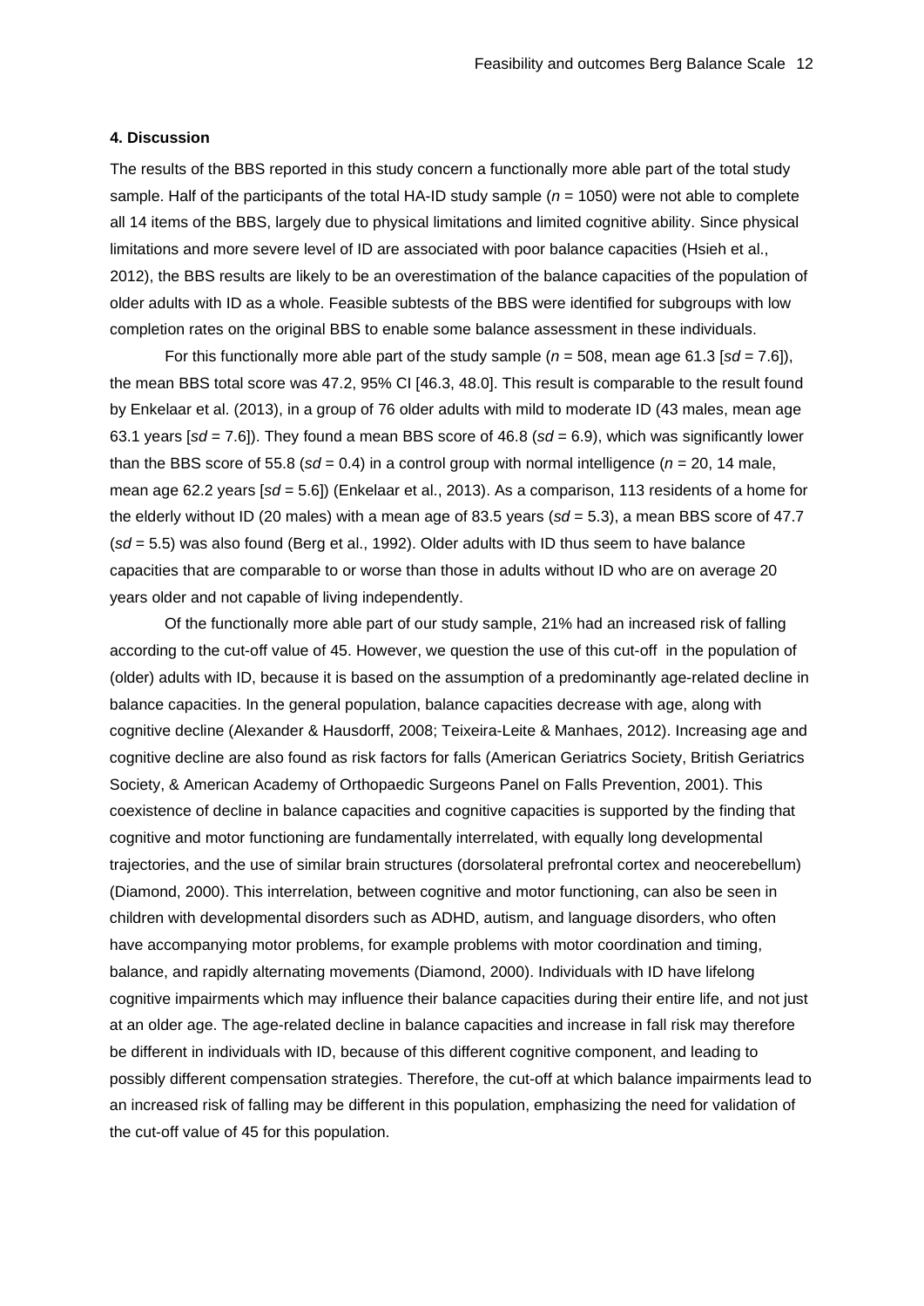#### 4. Discussion

The results of the BBS reported in this study concern a functionally more able part of the total study sample. Half of the participants of the total HA-ID study sample (*n* = 1050) were not able to complete all 14 items of the BBS, largely due to physical limitations and limited cognitive ability. Since physical limitations and more severe level of ID are associated with poor balance capacities (Hsieh et al., 2012), the BBS results are likely to be an overestimation of the balance capacities of the population of older adults with ID as a whole. Feasible subtests of the BBS were identified for subgroups with low completion rates on the original BBS to enable some balance assessment in these individuals.

For this functionally more able part of the study sample (*n* = 508, mean age 61.3 [*sd* = 7.6]), the mean BBS total score was 47.2, 95% CI [46.3, 48.0]. This result is comparable to the result found by Enkelaar et al. (2013), in a group of 76 older adults with mild to moderate ID (43 males, mean age 63.1 years [*sd* = 7.6]). They found a mean BBS score of 46.8 (*sd* = 6.9), which was significantly lower than the BBS score of 55.8 (*sd* = 0.4) in a control group with normal intelligence (*n* = 20, 14 male, mean age 62.2 years [*sd* = 5.6]) (Enkelaar et al., 2013). As a comparison, 113 residents of a home for the elderly without ID (20 males) with a mean age of 83.5 years (*sd* = 5.3), a mean BBS score of 47.7 (*sd* = 5.5) was also found (Berg et al., 1992). Older adults with ID thus seem to have balance capacities that are comparable to or worse than those in adults without ID who are on average 20 years older and not capable of living independently.

Of the functionally more able part of our study sample, 21% had an increased risk of falling according to the cut-off value of 45. However, we question the use of this cut-off in the population of (older) adults with ID, because it is based on the assumption of a predominantly age-related decline in balance capacities. In the general population, balance capacities decrease with age, along with cognitive decline (Alexander & Hausdorff, 2008; Teixeira-Leite & Manhaes, 2012). Increasing age and cognitive decline are also found as risk factors for falls (American Geriatrics Society, British Geriatrics Society, & American Academy of Orthopaedic Surgeons Panel on Falls Prevention, 2001). This coexistence of decline in balance capacities and cognitive capacities is supported by the finding that cognitive and motor functioning are fundamentally interrelated, with equally long developmental trajectories, and the use of similar brain structures (dorsolateral prefrontal cortex and neocerebellum) (Diamond, 2000). This interrelation, between cognitive and motor functioning, can also be seen in children with developmental disorders such as ADHD, autism, and language disorders, who often have accompanying motor problems, for example problems with motor coordination and timing, balance, and rapidly alternating movements (Diamond, 2000). Individuals with ID have lifelong cognitive impairments which may influence their balance capacities during their entire life, and not just at an older age. The age-related decline in balance capacities and increase in fall risk may therefore be different in individuals with ID, because of this different cognitive component, and leading to possibly different compensation strategies. Therefore, the cut-off at which balance impairments lead to an increased risk of falling may be different in this population, emphasizing the need for validation of the cut-off value of 45 for this population.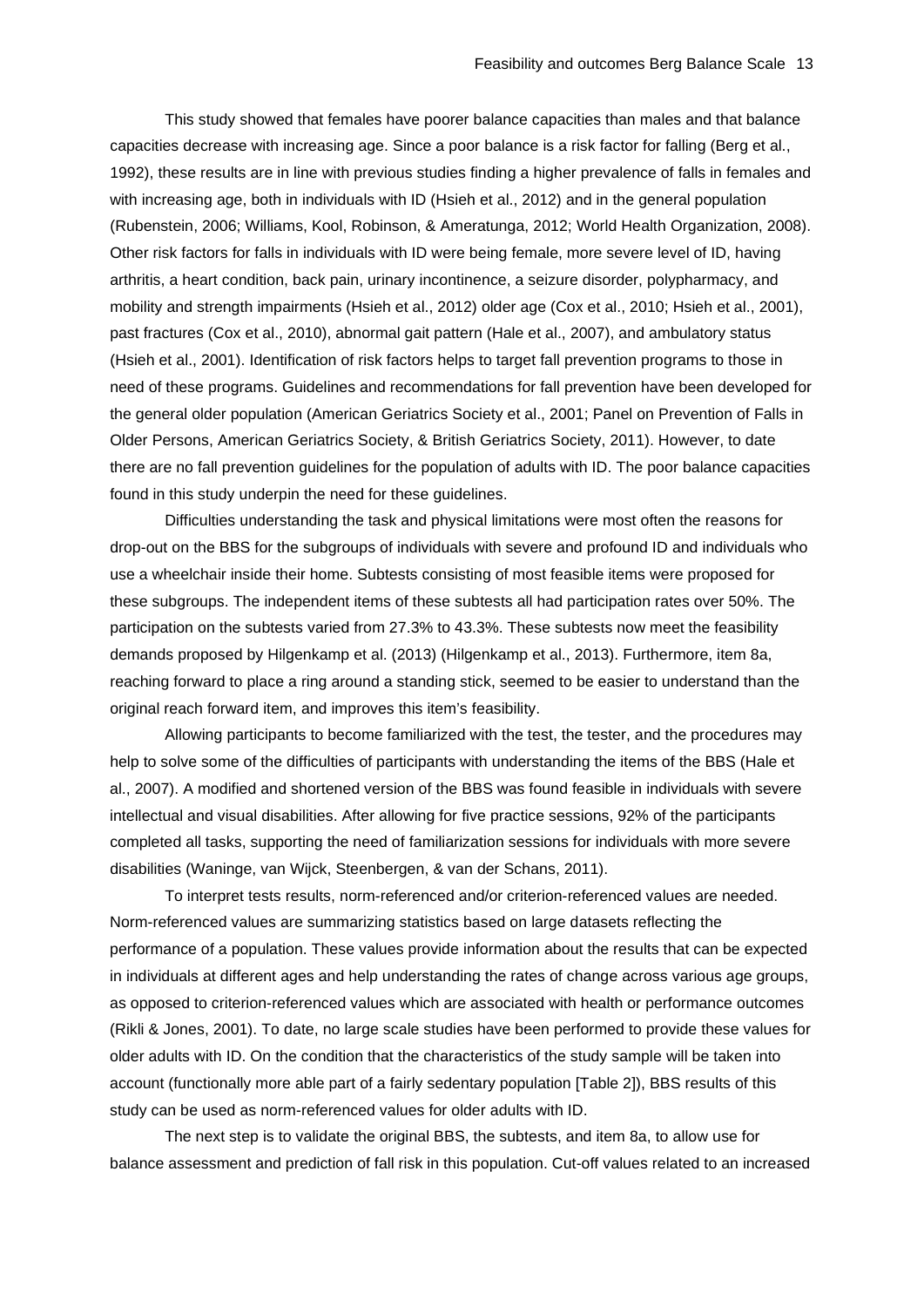This study showed that females have poorer balance capacities than males and that balance capacities decrease with increasing age. Since a poor balance is a risk factor for falling (Berg et al., 1992), these results are in line with previous studies finding a higher prevalence of falls in females and with increasing age, both in individuals with ID (Hsieh et al., 2012) and in the general population (Rubenstein, 2006; Williams, Kool, Robinson, & Ameratunga, 2012; World Health Organization, 2008). Other risk factors for falls in individuals with ID were being female, more severe level of ID, having arthritis, a heart condition, back pain, urinary incontinence, a seizure disorder, polypharmacy, and mobility and strength impairments (Hsieh et al., 2012) older age (Cox et al., 2010; Hsieh et al., 2001), past fractures (Cox et al., 2010), abnormal gait pattern (Hale et al., 2007), and ambulatory status (Hsieh et al., 2001). Identification of risk factors helps to target fall prevention programs to those in need of these programs. Guidelines and recommendations for fall prevention have been developed for the general older population (American Geriatrics Society et al., 2001; Panel on Prevention of Falls in Older Persons, American Geriatrics Society, & British Geriatrics Society, 2011). However, to date there are no fall prevention guidelines for the population of adults with ID. The poor balance capacities found in this study underpin the need for these guidelines.

Difficulties understanding the task and physical limitations were most often the reasons for drop-out on the BBS for the subgroups of individuals with severe and profound ID and individuals who use a wheelchair inside their home. Subtests consisting of most feasible items were proposed for these subgroups. The independent items of these subtests all had participation rates over 50%. The participation on the subtests varied from 27.3% to 43.3%. These subtests now meet the feasibility demands proposed by Hilgenkamp et al. (2013) (Hilgenkamp et al., 2013). Furthermore, item 8a, reaching forward to place a ring around a standing stick, seemed to be easier to understand than the original reach forward item, and improves this item's feasibility.

Allowing participants to become familiarized with the test, the tester, and the procedures may help to solve some of the difficulties of participants with understanding the items of the BBS (Hale et al., 2007). A modified and shortened version of the BBS was found feasible in individuals with severe intellectual and visual disabilities. After allowing for five practice sessions, 92% of the participants completed all tasks, supporting the need of familiarization sessions for individuals with more severe disabilities (Waninge, van Wijck, Steenbergen, & van der Schans, 2011).

To interpret tests results, norm-referenced and/or criterion-referenced values are needed. Norm-referenced values are summarizing statistics based on large datasets reflecting the performance of a population. These values provide information about the results that can be expected in individuals at different ages and help understanding the rates of change across various age groups, as opposed to criterion-referenced values which are associated with health or performance outcomes (Rikli & Jones, 2001). To date, no large scale studies have been performed to provide these values for older adults with ID. On the condition that the characteristics of the study sample will be taken into account (functionally more able part of a fairly sedentary population [Table 2]), BBS results of this study can be used as norm-referenced values for older adults with ID.

The next step is to validate the original BBS, the subtests, and item 8a, to allow use for balance assessment and prediction of fall risk in this population. Cut-off values related to an increased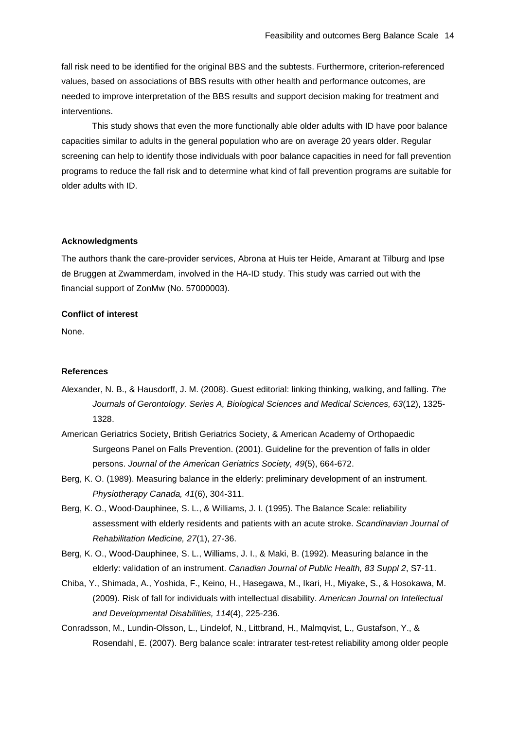fall risk need to be identified for the original BBS and the subtests. Furthermore, criterion-referenced values, based on associations of BBS results with other health and performance outcomes, are needed to improve interpretation of the BBS results and support decision making for treatment and interventions.

This study shows that even the more functionally able older adults with ID have poor balance capacities similar to adults in the general population who are on average 20 years older. Regular screening can help to identify those individuals with poor balance capacities in need for fall prevention programs to reduce the fall risk and to determine what kind of fall prevention programs are suitable for older adults with ID.

**Acknowledgments**

The authors thank the care-provider services, Abrona at Huis ter Heide, Amarant at Tilburg and Ipse de Bruggen at Zwammerdam, involved in the HA-ID study. This study was carried out with the financial support of ZonMw (No. 57000003).

**Conflict of interest**

None.

**References**

Alexander, N. B., & Hausdorff, J. M. (2008). Guest editorial: linking thinking, walking, and falling. *The Journals of Gerontology. Series A, Biological Sciences and Medical Sciences, 63*(12), 1325-1328.

American Geriatrics Society, British Geriatrics Society, & American Academy of Orthopaedic Surgeons Panel on Falls Prevention. (2001). Guideline for the prevention of falls in older persons. *Journal of the American Geriatrics Society, 49*(5), 664-672.

Berg, K. O. (1989). Measuring balance in the elderly: preliminary development of an instrument. *Physiotherapy Canada, 41*(6), 304-311.

Berg, K. O., Wood-Dauphinee, S. L., & Williams, J. I. (1995). The Balance Scale: reliability assessment with elderly residents and patients with an acute stroke. *Scandinavian Journal of Rehabilitation Medicine, 27*(1), 27-36.

Berg, K. O., Wood-Dauphinee, S. L., Williams, J. I., & Maki, B. (1992). Measuring balance in the elderly: validation of an instrument. *Canadian Journal of Public Health, 83 Suppl 2*, S7-11.

Chiba, Y., Shimada, A., Yoshida, F., Keino, H., Hasegawa, M., Ikari, H., Miyake, S., & Hosokawa, M. (2009). Risk of fall for individuals with intellectual disability. *American Journal on Intellectual and Developmental Disabilities, 114*(4), 225-236.

Conradsson, M., Lundin-Olsson, L., Lindelof, N., Littbrand, H., Malmqvist, L., Gustafson, Y., & Rosendahl, E. (2007). Berg balance scale: intrarater test-retest reliability among older people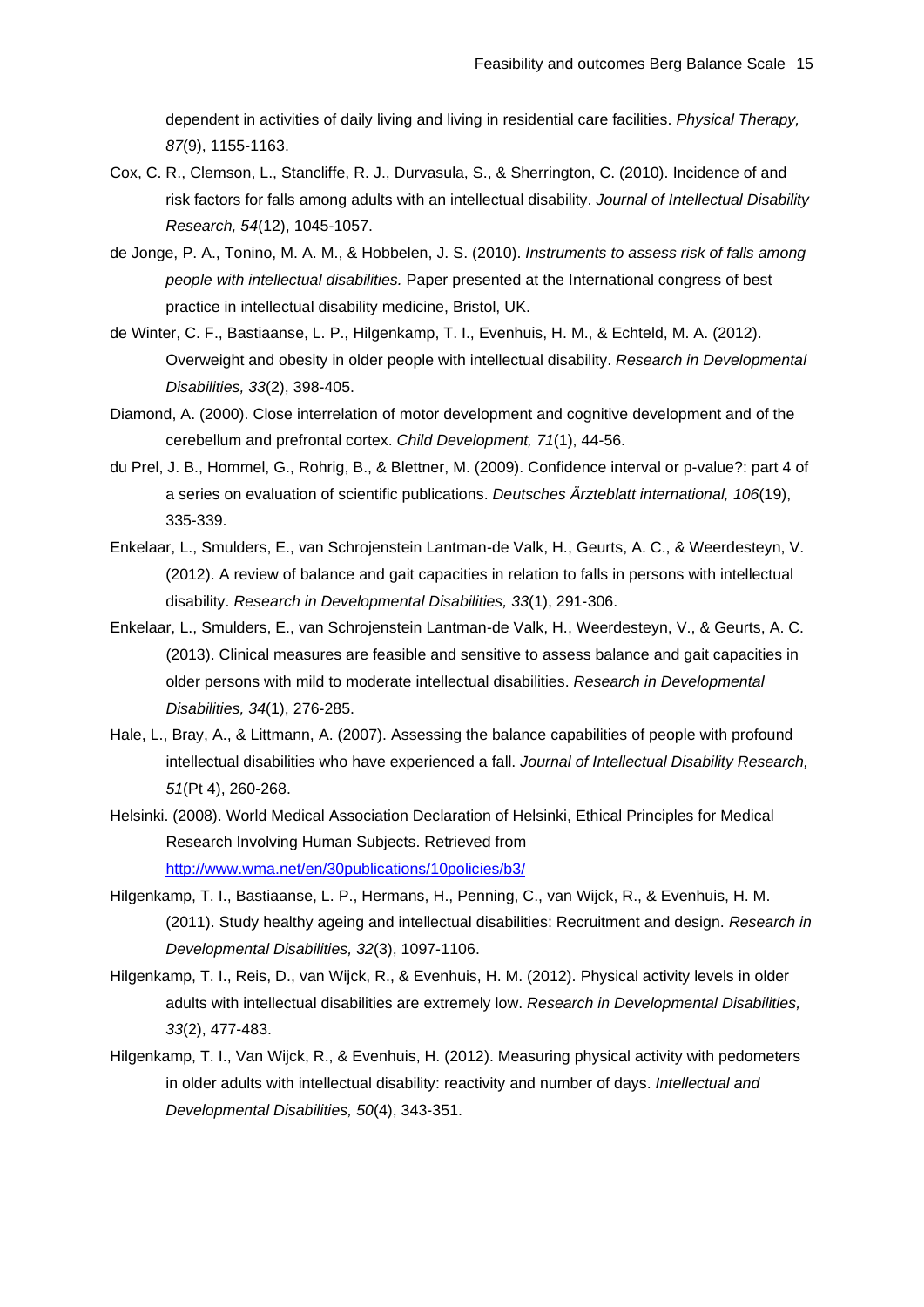dependent in activities of daily living and living in residential care facilities. *Physical Therapy, 87*(9), 1155-1163.

Cox, C. R., Clemson, L., Stancliffe, R. J., Durvasula, S., & Sherrington, C. (2010). Incidence of and risk factors for falls among adults with an intellectual disability. *Journal of Intellectual Disability Research, 54*(12), 1045-1057.

de Jonge, P. A., Tonino, M. A. M., & Hobbelen, J. S. (2010). *Instruments to assess risk of falls among people with intellectual disabilities.* Paper presented at the International congress of best practice in intellectual disability medicine, Bristol, UK.

de Winter, C. F., Bastiaanse, L. P., Hilgenkamp, T. I., Evenhuis, H. M., & Echteld, M. A. (2012). Overweight and obesity in older people with intellectual disability. *Research in Developmental Disabilities, 33*(2), 398-405.

Diamond, A. (2000). Close interrelation of motor development and cognitive development and of the cerebellum and prefrontal cortex. *Child Development, 71*(1), 44-56.

du Prel, J. B., Hommel, G., Rohrig, B., & Blettner, M. (2009). Confidence interval or p-value?: part 4 of a series on evaluation of scientific publications. *Deutsches Ärzteblatt international, 106*(19), 335-339.

Enkelaar, L., Smulders, E., van Schrojenstein Lantman-de Valk, H., Geurts, A. C., & Weerdesteyn, V. (2012). A review of balance and gait capacities in relation to falls in persons with intellectual disability. *Research in Developmental Disabilities, 33*(1), 291-306.

Enkelaar, L., Smulders, E., van Schrojenstein Lantman-de Valk, H., Weerdesteyn, V., & Geurts, A. C. (2013). Clinical measures are feasible and sensitive to assess balance and gait capacities in older persons with mild to moderate intellectual disabilities. *Research in Developmental Disabilities, 34*(1), 276-285.

Hale, L., Bray, A., & Littmann, A. (2007). Assessing the balance capabilities of people with profound intellectual disabilities who have experienced a fall. *Journal of Intellectual Disability Research, 51*(Pt 4), 260-268.

Helsinki. (2008). World Medical Association Declaration of Helsinki, Ethical Principles for Medical Research Involving Human Subjects. Retrieved from http://www.wma.net/en/30publications/10policies/b3/

Hilgenkamp, T. I., Bastiaanse, L. P., Hermans, H., Penning, C., van Wijck, R., & Evenhuis, H. M. (2011). Study healthy ageing and intellectual disabilities: Recruitment and design. *Research in Developmental Disabilities, 32*(3), 1097-1106.

Hilgenkamp, T. I., Reis, D., van Wijck, R., & Evenhuis, H. M. (2012). Physical activity levels in older adults with intellectual disabilities are extremely low. *Research in Developmental Disabilities, 33*(2), 477-483.

Hilgenkamp, T. I., Van Wijck, R., & Evenhuis, H. (2012). Measuring physical activity with pedometers in older adults with intellectual disability: reactivity and number of days. *Intellectual and Developmental Disabilities, 50*(4), 343-351.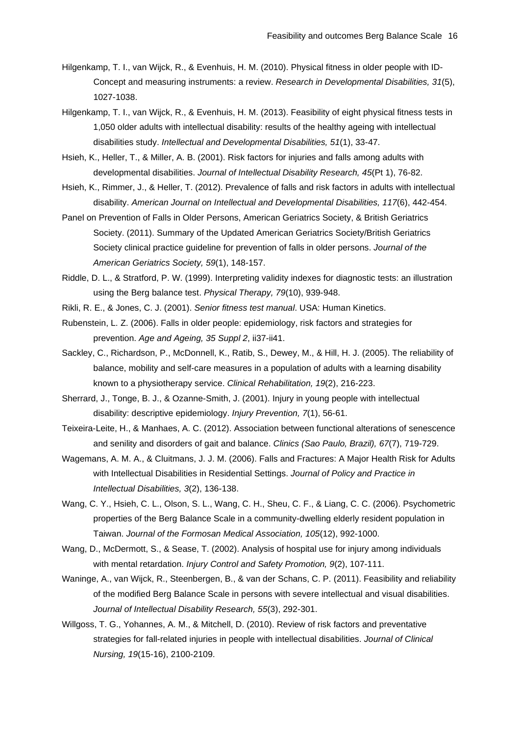Hilgenkamp, T. I., van Wijck, R., & Evenhuis, H. M. (2010). Physical fitness in older people with ID-Concept and measuring instruments: a review. *Research in Developmental Disabilities, 31*(5), 1027-1038.

Hilgenkamp, T. I., van Wijck, R., & Evenhuis, H. M. (2013). Feasibility of eight physical fitness tests in 1,050 older adults with intellectual disability: results of the healthy ageing with intellectual disabilities study. *Intellectual and Developmental Disabilities, 51*(1), 33-47.

Hsieh, K., Heller, T., & Miller, A. B. (2001). Risk factors for injuries and falls among adults with developmental disabilities. *Journal of Intellectual Disability Research, 45*(Pt 1), 76-82.

Hsieh, K., Rimmer, J., & Heller, T. (2012). Prevalence of falls and risk factors in adults with intellectual disability. *American Journal on Intellectual and Developmental Disabilities, 117*(6), 442-454.

Panel on Prevention of Falls in Older Persons, American Geriatrics Society, & British Geriatrics Society. (2011). Summary of the Updated American Geriatrics Society/British Geriatrics Society clinical practice guideline for prevention of falls in older persons. *Journal of the American Geriatrics Society, 59*(1), 148-157.

Riddle, D. L., & Stratford, P. W. (1999). Interpreting validity indexes for diagnostic tests: an illustration using the Berg balance test. *Physical Therapy, 79*(10), 939-948.

Rikli, R. E., & Jones, C. J. (2001). *Senior fitness test manual*. USA: Human Kinetics.

Rubenstein, L. Z. (2006). Falls in older people: epidemiology, risk factors and strategies for prevention. *Age and Ageing, 35 Suppl 2*, ii37-ii41.

Sackley, C., Richardson, P., McDonnell, K., Ratib, S., Dewey, M., & Hill, H. J. (2005). The reliability of balance, mobility and self-care measures in a population of adults with a learning disability known to a physiotherapy service. *Clinical Rehabilitation, 19*(2), 216-223.

Sherrard, J., Tonge, B. J., & Ozanne-Smith, J. (2001). Injury in young people with intellectual disability: descriptive epidemiology. *Injury Prevention, 7*(1), 56-61.

Teixeira-Leite, H., & Manhaes, A. C. (2012). Association between functional alterations of senescence and senility and disorders of gait and balance. *Clinics (Sao Paulo, Brazil), 67*(7), 719-729.

Wagemans, A. M. A., & Cluitmans, J. J. M. (2006). Falls and Fractures: A Major Health Risk for Adults with Intellectual Disabilities in Residential Settings. *Journal of Policy and Practice in Intellectual Disabilities, 3*(2), 136-138.

Wang, C. Y., Hsieh, C. L., Olson, S. L., Wang, C. H., Sheu, C. F., & Liang, C. C. (2006). Psychometric properties of the Berg Balance Scale in a community-dwelling elderly resident population in Taiwan. *Journal of the Formosan Medical Association, 105*(12), 992-1000.

Wang, D., McDermott, S., & Sease, T. (2002). Analysis of hospital use for injury among individuals with mental retardation. *Injury Control and Safety Promotion, 9*(2), 107-111.

Waninge, A., van Wijck, R., Steenbergen, B., & van der Schans, C. P. (2011). Feasibility and reliability of the modified Berg Balance Scale in persons with severe intellectual and visual disabilities. *Journal of Intellectual Disability Research, 55*(3), 292-301.

Willgoss, T. G., Yohannes, A. M., & Mitchell, D. (2010). Review of risk factors and preventative strategies for fall-related injuries in people with intellectual disabilities. *Journal of Clinical Nursing, 19*(15-16), 2100-2109.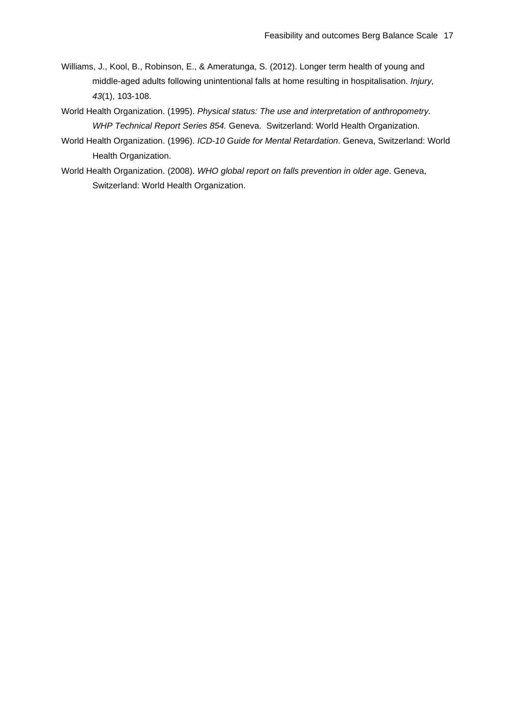Williams, J., Kool, B., Robinson, E., & Ameratunga, S. (2012). Longer term health of young and middle-aged adults following unintentional falls at home resulting in hospitalisation. *Injury, 43*(1), 103-108.

World Health Organization. (1995). *Physical status: The use and interpretation of anthropometry. WHP Technical Report Series 854.* Geneva. Switzerland: World Health Organization.

World Health Organization. (1996). *ICD-10 Guide for Mental Retardation*. Geneva, Switzerland: World Health Organization.

World Health Organization. (2008). *WHO global report on falls prevention in older age*. Geneva, Switzerland: World Health Organization.